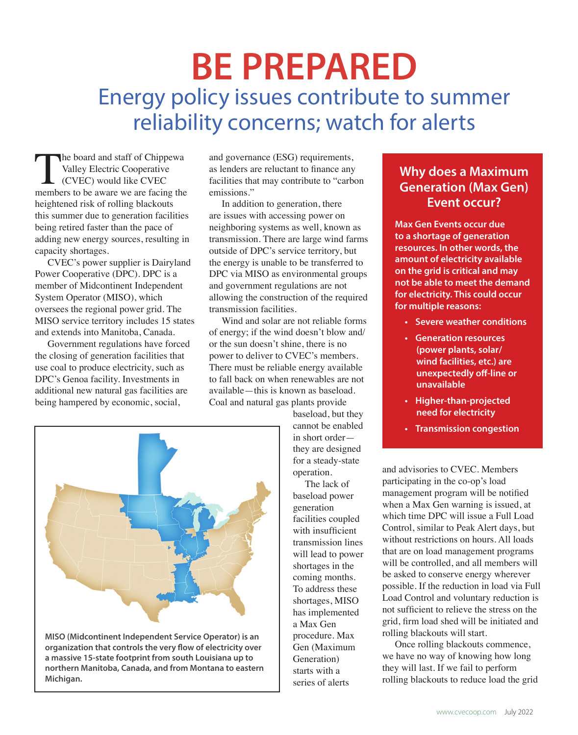# BE PREPARED

## Energy policy issues contribute to summer reliability concerns; watch for alerts

The board and staff of Chippewa Valley Electric Cooperative (CVEC) would like CVEC members to be aware we are facing the heightened risk of rolling blackouts this summer due to generation facilities being retired faster than the pace of adding new energy sources, resulting in capacity shortages.

CVEC's power supplier is Dairyland Power Cooperative (DPC). DPC is a member of Midcontinent Independent System Operator (MISO), which oversees the regional power grid. The MISO service territory includes 15 states and extends into Manitoba, Canada.

Government regulations have forced the closing of generation facilities that use coal to produce electricity, such as DPC's Genoa facility. Investments in additional new natural gas facilities are being hampered by economic, social, and governance (ESG) requirements, as lenders are reluctant to finance any facilities that may contribute to "carbon emissions."

In addition to generation, there are issues with accessing power on neighboring systems as well, known as transmission. There are large wind farms outside of DPC's service territory, but the energy is unable to be transferred to DPC via MISO as environmental groups and government regulations are not allowing the construction of the required transmission facilities.

Wind and solar are not reliable forms of energy; if the wind doesn't blow and/or the sun doesn't shine, there is no power to deliver to CVEC's members. There must be reliable energy available to fall back on when renewables are not available—this is known as baseload. Coal and natural gas plants provide baseload, but they cannot be enabled in short order—they are designed for a steady-state operation.

The lack of baseload power generation facilities coupled with insufficient transmission lines will lead to power shortages in the coming months. To address these shortages, MISO has implemented a Max Gen procedure. Max Gen (Maximum Generation) starts with a series of alerts and advisories to CVEC. Members participating in the co-op's load management program will be notified when a Max Gen warning is issued, at which time DPC will issue a Full Load Control, similar to Peak Alert days, but without restrictions on hours. All loads that are on load management programs will be controlled, and all members will be asked to conserve energy wherever possible. If the reduction in load via Full Load Control and voluntary reduction is not sufficient to relieve the stress on the grid, firm load shed will be initiated and rolling blackouts will start.

Once rolling blackouts commence, we have no way of knowing how long they will last. If we fail to perform rolling blackouts to reduce load the grid

**MISO (Midcontinent Independent Service Operator) is an organization that controls the very flow of electricity over a massive 15-state footprint from south Louisiana up to northern Manitoba, Canada, and from Montana to eastern Michigan.**

### Why does a Maximum Generation (Max Gen) Event occur?

**Max Gen Events occur due to a shortage of generation resources. In other words, the amount of electricity available on the grid is critical and may not be able to meet the demand for electricity. This could occur for multiple reasons:**

- **Severe weather conditions**
- **Generation resources (power plants, solar/wind facilities, etc.) are unexpectedly off-line or unavailable**
- **Higher-than-projected need for electricity**
- **Transmission congestion**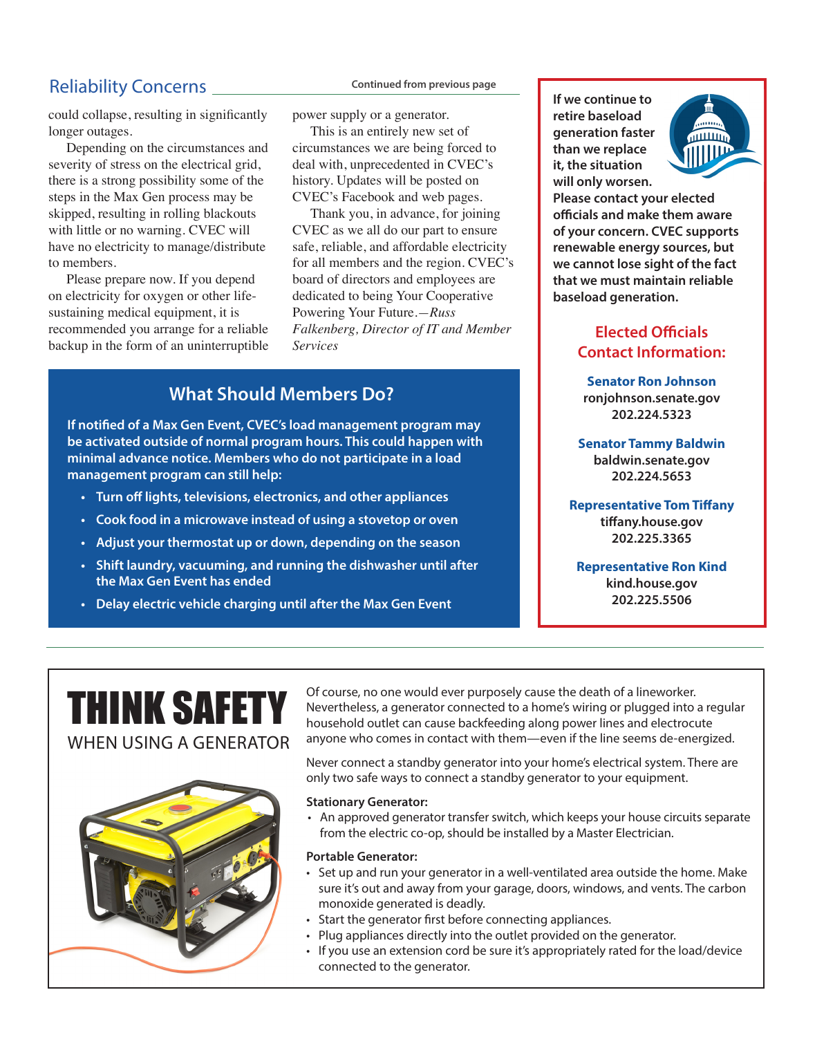## Reliability Concerns

Continued from previous page

could collapse, resulting in significantly longer outages.

Depending on the circumstances and severity of stress on the electrical grid, there is a strong possibility some of the steps in the Max Gen process may be skipped, resulting in rolling blackouts with little or no warning. CVEC will have no electricity to manage/distribute to members.

Please prepare now. If you depend on electricity for oxygen or other life-sustaining medical equipment, it is recommended you arrange for a reliable backup in the form of an uninterruptible power supply or a generator.

This is an entirely new set of circumstances we are being forced to deal with, unprecedented in CVEC's history. Updates will be posted on CVEC's Facebook and web pages.

Thank you, in advance, for joining CVEC as we all do our part to ensure safe, reliable, and affordable electricity for all members and the region. CVEC's board of directors and employees are dedicated to being Your Cooperative Powering Your Future.—*Russ Falkenberg, Director of IT and Member Services*

### What Should Members Do?

**If notified of a Max Gen Event, CVEC's load management program may be activated outside of normal program hours. This could happen with minimal advance notice. Members who do not participate in a load management program can still help:**

- Turn off lights, televisions, electronics, and other appliances
- Cook food in a microwave instead of using a stovetop or oven
- Adjust your thermostat up or down, depending on the season
- Shift laundry, vacuuming, and running the dishwasher until after the Max Gen Event has ended
- Delay electric vehicle charging until after the Max Gen Event

**If we continue to retire baseload generation faster than we replace it, the situation will only worsen. Please contact your elected officials and make them aware of your concern. CVEC supports renewable energy sources, but we cannot lose sight of the fact that we must maintain reliable baseload generation.**

### Elected Officials Contact Information:

**Senator Ron Johnson**
ronjohnson.senate.gov
202.224.5323

**Senator Tammy Baldwin**
baldwin.senate.gov
202.224.5653

**Representative Tom Tiffany**
tiffany.house.gov
202.225.3365

**Representative Ron Kind**
kind.house.gov
202.225.5506

## THINK SAFETY
### WHEN USING A GENERATOR

Of course, no one would ever purposely cause the death of a lineworker. Nevertheless, a generator connected to a home's wiring or plugged into a regular household outlet can cause backfeeding along power lines and electrocute anyone who comes in contact with them—even if the line seems de-energized.

Never connect a standby generator into your home's electrical system. There are only two safe ways to connect a standby generator to your equipment.

**Stationary Generator:**

- An approved generator transfer switch, which keeps your house circuits separate from the electric co-op, should be installed by a Master Electrician.

**Portable Generator:**

- Set up and run your generator in a well-ventilated area outside the home. Make sure it's out and away from your garage, doors, windows, and vents. The carbon monoxide generated is deadly.
- Start the generator first before connecting appliances.
- Plug appliances directly into the outlet provided on the generator.
- If you use an extension cord be sure it's appropriately rated for the load/device connected to the generator.